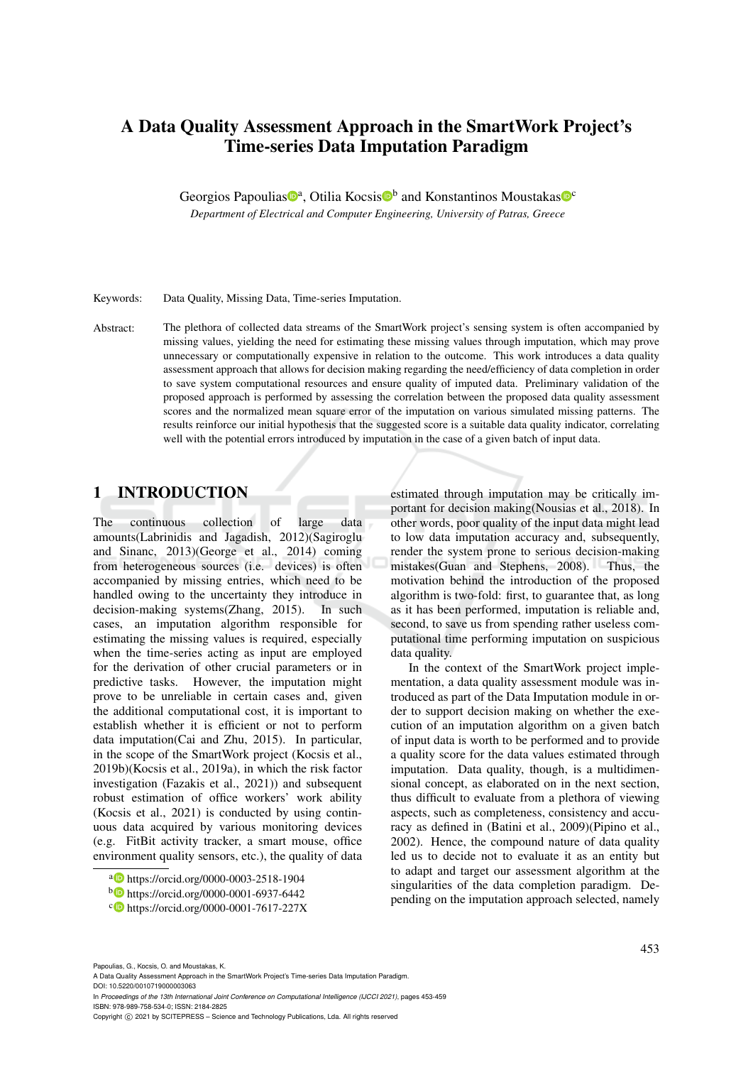# A Data Quality Assessment Approach in the SmartWork Project's Time-series Data Imputation Paradigm

Georgios Papoulias[a], Otilia Kocsis[b] and Konstantinos Moustakas[c]

*Department of Electrical and Computer Engineering, University of Patras, Greece*

Keywords: Data Quality, Missing Data, Time-series Imputation.

Abstract: The plethora of collected data streams of the SmartWork project's sensing system is often accompanied by missing values, yielding the need for estimating these missing values through imputation, which may prove unnecessary or computationally expensive in relation to the outcome. This work introduces a data quality assessment approach that allows for decision making regarding the need/efficiency of data completion in order to save system computational resources and ensure quality of imputed data. Preliminary validation of the proposed approach is performed by assessing the correlation between the proposed data quality assessment scores and the normalized mean square error of the imputation on various simulated missing patterns. The results reinforce our initial hypothesis that the suggested score is a suitable data quality indicator, correlating well with the potential errors introduced by imputation in the case of a given batch of input data.

## 1 INTRODUCTION

The continuous collection of large data amounts(Labrinidis and Jagadish, 2012)(Sagiroglu and Sinanc, 2013)(George et al., 2014) coming from heterogeneous sources (i.e. devices) is often accompanied by missing entries, which need to be handled owing to the uncertainty they introduce in decision-making systems(Zhang, 2015). In such cases, an imputation algorithm responsible for estimating the missing values is required, especially when the time-series acting as input are employed for the derivation of other crucial parameters or in predictive tasks. However, the imputation might prove to be unreliable in certain cases and, given the additional computational cost, it is important to establish whether it is efficient or not to perform data imputation(Cai and Zhu, 2015). In particular, in the scope of the SmartWork project (Kocsis et al., 2019b)(Kocsis et al., 2019a), in which the risk factor investigation (Fazakis et al., 2021)) and subsequent robust estimation of office workers' work ability (Kocsis et al., 2021) is conducted by using continuous data acquired by various monitoring devices (e.g. FitBit activity tracker, a smart mouse, office environment quality sensors, etc.), the quality of data estimated through imputation may be critically important for decision making(Nousias et al., 2018). In other words, poor quality of the input data might lead to low data imputation accuracy and, subsequently, render the system prone to serious decision-making mistakes(Guan and Stephens, 2008). Thus, the motivation behind the introduction of the proposed algorithm is two-fold: first, to guarantee that, as long as it has been performed, imputation is reliable and, second, to save us from spending rather useless computational time performing imputation on suspicious data quality.

In the context of the SmartWork project implementation, a data quality assessment module was introduced as part of the Data Imputation module in order to support decision making on whether the execution of an imputation algorithm on a given batch of input data is worth to be performed and to provide a quality score for the data values estimated through imputation. Data quality, though, is a multidimensional concept, as elaborated on in the next section, thus difficult to evaluate from a plethora of viewing aspects, such as completeness, consistency and accuracy as defined in (Batini et al., 2009)(Pipino et al., 2002). Hence, the compound nature of data quality led us to decide not to evaluate it as an entity but to adapt and target our assessment algorithm at the singularities of the data completion paradigm. Depending on the imputation approach selected, namely

[a] https://orcid.org/0000-0003-2518-1904
[b] https://orcid.org/0000-0001-6937-6442
[c] https://orcid.org/0000-0001-7617-227X

Papoulias, G., Kocsis, O. and Moustakas, K.
A Data Quality Assessment Approach in the SmartWork Project's Time-series Data Imputation Paradigm.
DOI: 10.5220/0010719000003063
In *Proceedings of the 13th International Joint Conference on Computational Intelligence (IJCCI 2021)*, pages 453-459
ISBN: 978-989-758-534-0; ISSN: 2184-2825
Copyright © 2021 by SCITEPRESS – Science and Technology Publications, Lda. All rights reserved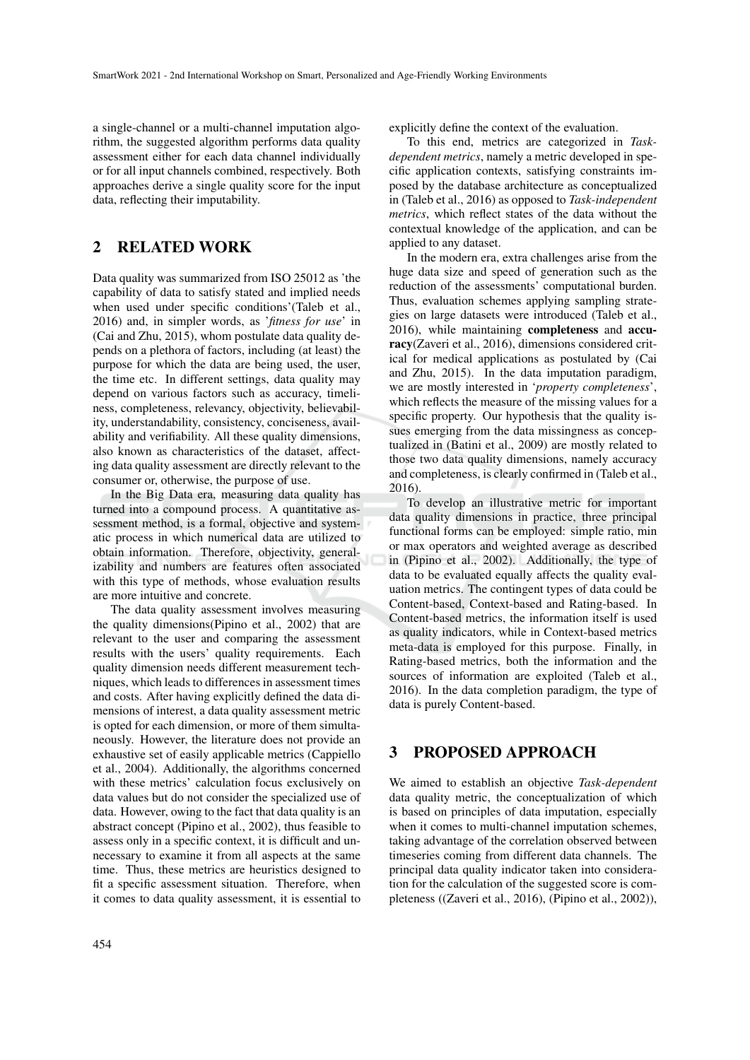a single-channel or a multi-channel imputation algorithm, the suggested algorithm performs data quality assessment either for each data channel individually or for all input channels combined, respectively. Both approaches derive a single quality score for the input data, reflecting their imputability.

## 2 RELATED WORK

Data quality was summarized from ISO 25012 as 'the capability of data to satisfy stated and implied needs when used under specific conditions'(Taleb et al., 2016) and, in simpler words, as '*fitness for use*' in (Cai and Zhu, 2015), whom postulate data quality depends on a plethora of factors, including (at least) the purpose for which the data are being used, the user, the time etc. In different settings, data quality may depend on various factors such as accuracy, timeliness, completeness, relevancy, objectivity, believability, understandability, consistency, conciseness, availability and verifiability. All these quality dimensions, also known as characteristics of the dataset, affecting data quality assessment are directly relevant to the consumer or, otherwise, the purpose of use.

In the Big Data era, measuring data quality has turned into a compound process. A quantitative assessment method, is a formal, objective and systematic process in which numerical data are utilized to obtain information. Therefore, objectivity, generalizability and numbers are features often associated with this type of methods, whose evaluation results are more intuitive and concrete.

The data quality assessment involves measuring the quality dimensions(Pipino et al., 2002) that are relevant to the user and comparing the assessment results with the users' quality requirements. Each quality dimension needs different measurement techniques, which leads to differences in assessment times and costs. After having explicitly defined the data dimensions of interest, a data quality assessment metric is opted for each dimension, or more of them simultaneously. However, the literature does not provide an exhaustive set of easily applicable metrics (Cappiello et al., 2004). Additionally, the algorithms concerned with these metrics' calculation focus exclusively on data values but do not consider the specialized use of data. However, owing to the fact that data quality is an abstract concept (Pipino et al., 2002), thus feasible to assess only in a specific context, it is difficult and unnecessary to examine it from all aspects at the same time. Thus, these metrics are heuristics designed to fit a specific assessment situation. Therefore, when it comes to data quality assessment, it is essential to explicitly define the context of the evaluation.

To this end, metrics are categorized in *Task-dependent metrics*, namely a metric developed in specific application contexts, satisfying constraints imposed by the database architecture as conceptualized in (Taleb et al., 2016) as opposed to *Task-independent metrics*, which reflect states of the data without the contextual knowledge of the application, and can be applied to any dataset.

In the modern era, extra challenges arise from the huge data size and speed of generation such as the reduction of the assessments' computational burden. Thus, evaluation schemes applying sampling strategies on large datasets were introduced (Taleb et al., 2016), while maintaining **completeness** and **accuracy**(Zaveri et al., 2016), dimensions considered critical for medical applications as postulated by (Cai and Zhu, 2015). In the data imputation paradigm, we are mostly interested in '*property completeness*', which reflects the measure of the missing values for a specific property. Our hypothesis that the quality issues emerging from the data missingness as conceptualized in (Batini et al., 2009) are mostly related to those two data quality dimensions, namely accuracy and completeness, is clearly confirmed in (Taleb et al., 2016).

To develop an illustrative metric for important data quality dimensions in practice, three principal functional forms can be employed: simple ratio, min or max operators and weighted average as described in (Pipino et al., 2002). Additionally, the type of data to be evaluated equally affects the quality evaluation metrics. The contingent types of data could be Content-based, Context-based and Rating-based. In Content-based metrics, the information itself is used as quality indicators, while in Context-based metrics meta-data is employed for this purpose. Finally, in Rating-based metrics, both the information and the sources of information are exploited (Taleb et al., 2016). In the data completion paradigm, the type of data is purely Content-based.

## 3 PROPOSED APPROACH

We aimed to establish an objective *Task-dependent* data quality metric, the conceptualization of which is based on principles of data imputation, especially when it comes to multi-channel imputation schemes, taking advantage of the correlation observed between timeseries coming from different data channels. The principal data quality indicator taken into consideration for the calculation of the suggested score is completeness ((Zaveri et al., 2016), (Pipino et al., 2002)),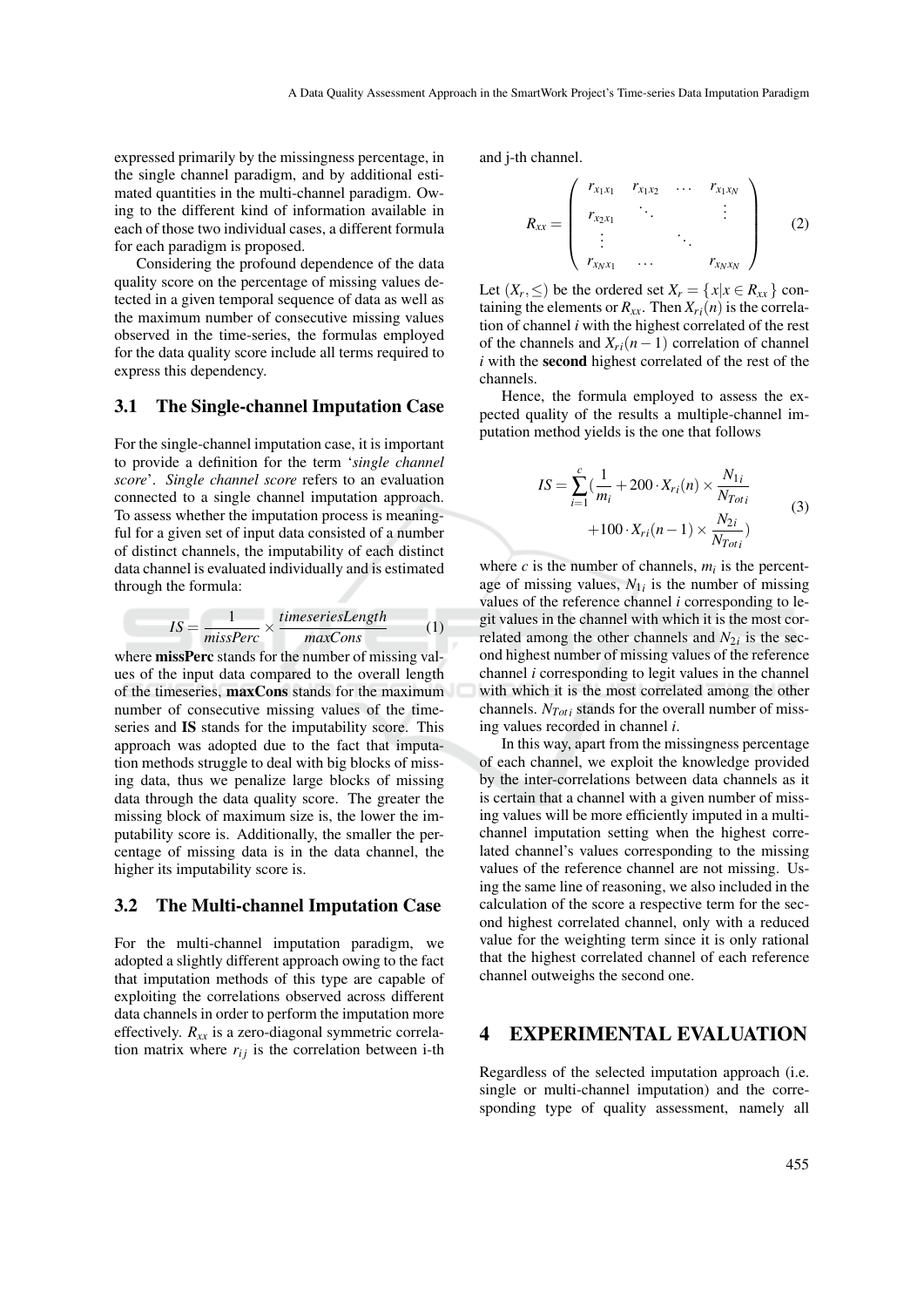expressed primarily by the missingness percentage, in the single channel paradigm, and by additional estimated quantities in the multi-channel paradigm. Owing to the different kind of information available in each of those two individual cases, a different formula for each paradigm is proposed.

Considering the profound dependence of the data quality score on the percentage of missing values detected in a given temporal sequence of data as well as the maximum number of consecutive missing values observed in the time-series, the formulas employed for the data quality score include all terms required to express this dependency.

### 3.1 The Single-channel Imputation Case

For the single-channel imputation case, it is important to provide a definition for the term '*single channel score*'. *Single channel score* refers to an evaluation connected to a single channel imputation approach. To assess whether the imputation process is meaningful for a given set of input data consisted of a number of distinct channels, the imputability of each distinct data channel is evaluated individually and is estimated through the formula:

$$IS = \frac{1}{missPerc} \times \frac{timeseriesLength}{maxCons} \tag{1}$$

where **missPerc** stands for the number of missing values of the input data compared to the overall length of the timeseries, **maxCons** stands for the maximum number of consecutive missing values of the timeseries and **IS** stands for the imputability score. This approach was adopted due to the fact that imputation methods struggle to deal with big blocks of missing data, thus we penalize large blocks of missing data through the data quality score. The greater the missing block of maximum size is, the lower the imputability score is. Additionally, the smaller the percentage of missing data is in the data channel, the higher its imputability score is.

### 3.2 The Multi-channel Imputation Case

For the multi-channel imputation paradigm, we adopted a slightly different approach owing to the fact that imputation methods of this type are capable of exploiting the correlations observed across different data channels in order to perform the imputation more effectively. $R_{xx}$ is a zero-diagonal symmetric correlation matrix where $r_{ij}$ is the correlation between i-th and j-th channel.

$$R_{xx} = \begin{pmatrix} r_{x_1x_1} & r_{x_1x_2} & \dots & r_{x_1x_N} \\ r_{x_2x_1} & \ddots & & \vdots \\ \vdots & & \ddots & \\ r_{x_Nx_1} & \dots & & r_{x_Nx_N} \end{pmatrix} \tag{2}$$

Let $(X_r, \leq)$ be the ordered set $X_r = \{x | x \in R_{xx}\}$ containing the elements or $R_{xx}$. Then $X_{ri}(n)$ is the correlation of channel $i$ with the highest correlated of the rest of the channels and $X_{ri}(n-1)$ correlation of channel $i$ with the **second** highest correlated of the rest of the channels.

Hence, the formula employed to assess the expected quality of the results a multiple-channel imputation method yields is the one that follows

$$IS = \sum_{i=1}^{c} \left(\frac{1}{m_i} + 200 \cdot X_{ri}(n) \times \frac{N_{1i}}{N_{Tot\,i}} + 100 \cdot X_{ri}(n-1) \times \frac{N_{2i}}{N_{Tot\,i}}\right) \tag{3}$$

where $c$ is the number of channels, $m_i$ is the percentage of missing values, $N_{1i}$ is the number of missing values of the reference channel $i$ corresponding to legit values in the channel with which it is the most correlated among the other channels and $N_{2i}$ is the second highest number of missing values of the reference channel $i$ corresponding to legit values in the channel with which it is the most correlated among the other channels. $N_{Tot\,i}$ stands for the overall number of missing values recorded in channel $i$.

In this way, apart from the missingness percentage of each channel, we exploit the knowledge provided by the inter-correlations between data channels as it is certain that a channel with a given number of missing values will be more efficiently imputed in a multi-channel imputation setting when the highest correlated channel's values corresponding to the missing values of the reference channel are not missing. Using the same line of reasoning, we also included in the calculation of the score a respective term for the second highest correlated channel, only with a reduced value for the weighting term since it is only rational that the highest correlated channel of each reference channel outweighs the second one.

## 4 EXPERIMENTAL EVALUATION

Regardless of the selected imputation approach (i.e. single or multi-channel imputation) and the corresponding type of quality assessment, namely all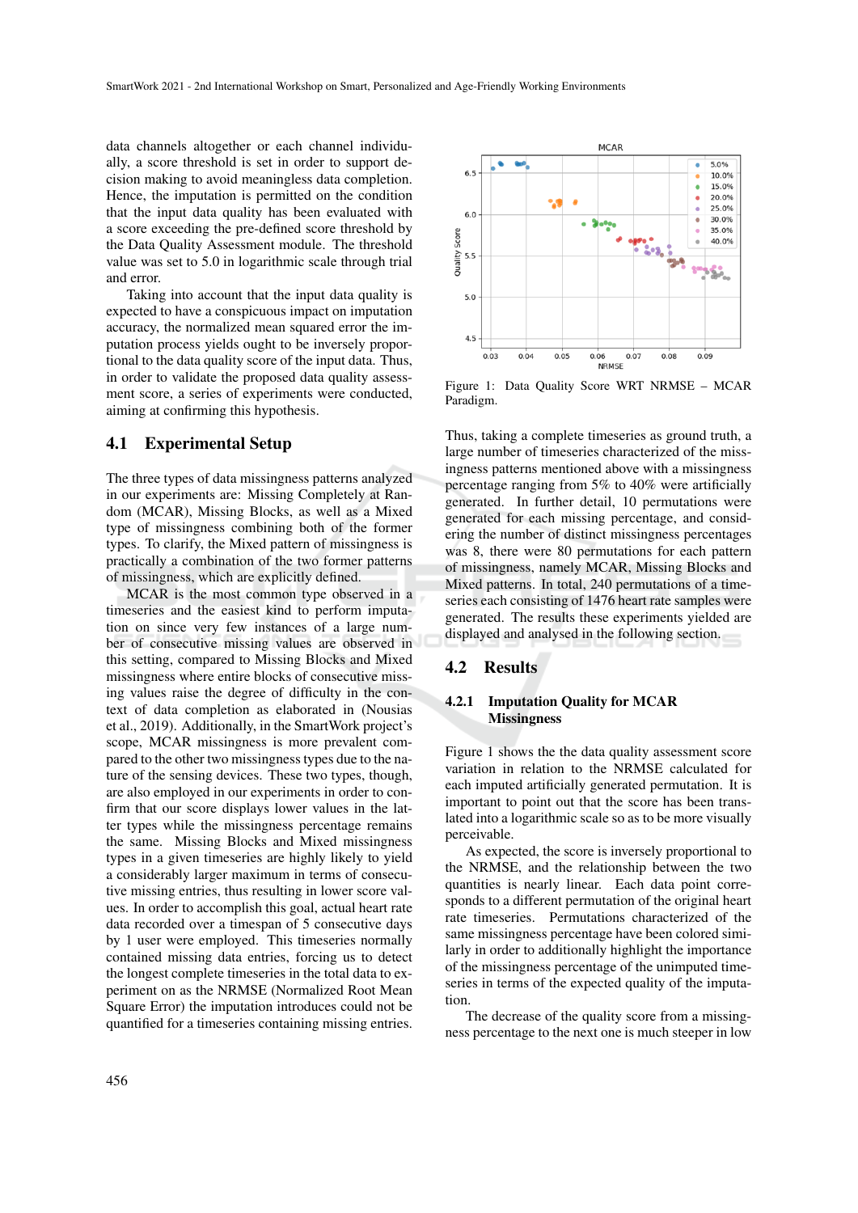data channels altogether or each channel individually, a score threshold is set in order to support decision making to avoid meaningless data completion. Hence, the imputation is permitted on the condition that the input data quality has been evaluated with a score exceeding the pre-defined score threshold by the Data Quality Assessment module. The threshold value was set to 5.0 in logarithmic scale through trial and error.

Taking into account that the input data quality is expected to have a conspicuous impact on imputation accuracy, the normalized mean squared error the imputation process yields ought to be inversely proportional to the data quality score of the input data. Thus, in order to validate the proposed data quality assessment score, a series of experiments were conducted, aiming at confirming this hypothesis.

## 4.1 Experimental Setup

The three types of data missingness patterns analyzed in our experiments are: Missing Completely at Random (MCAR), Missing Blocks, as well as a Mixed type of missingness combining both of the former types. To clarify, the Mixed pattern of missingness is practically a combination of the two former patterns of missingness, which are explicitly defined.

MCAR is the most common type observed in a timeseries and the easiest kind to perform imputation on since very few instances of a large number of consecutive missing values are observed in this setting, compared to Missing Blocks and Mixed missingness where entire blocks of consecutive missing values raise the degree of difficulty in the context of data completion as elaborated in (Nousias et al., 2019). Additionally, in the SmartWork project's scope, MCAR missingness is more prevalent compared to the other two missingness types due to the nature of the sensing devices. These two types, though, are also employed in our experiments in order to confirm that our score displays lower values in the latter types while the missingness percentage remains the same. Missing Blocks and Mixed missingness types in a given timeseries are highly likely to yield a considerably larger maximum in terms of consecutive missing entries, thus resulting in lower score values. In order to accomplish this goal, actual heart rate data recorded over a timespan of 5 consecutive days by 1 user were employed. This timeseries normally contained missing data entries, forcing us to detect the longest complete timeseries in the total data to experiment on as the NRMSE (Normalized Root Mean Square Error) the imputation introduces could not be quantified for a timeseries containing missing entries.

Figure 1: Data Quality Score WRT NRMSE – MCAR Paradigm.

Thus, taking a complete timeseries as ground truth, a large number of timeseries characterized of the missingness patterns mentioned above with a missingness percentage ranging from 5% to 40% were artificially generated. In further detail, 10 permutations were generated for each missing percentage, and considering the number of distinct missingness percentages was 8, there were 80 permutations for each pattern of missingness, namely MCAR, Missing Blocks and Mixed patterns. In total, 240 permutations of a timeseries each consisting of 1476 heart rate samples were generated. The results these experiments yielded are displayed and analysed in the following section.

## 4.2 Results

### 4.2.1 Imputation Quality for MCAR Missingness

Figure 1 shows the the data quality assessment score variation in relation to the NRMSE calculated for each imputed artificially generated permutation. It is important to point out that the score has been translated into a logarithmic scale so as to be more visually perceivable.

As expected, the score is inversely proportional to the NRMSE, and the relationship between the two quantities is nearly linear. Each data point corresponds to a different permutation of the original heart rate timeseries. Permutations characterized of the same missingness percentage have been colored similarly in order to additionally highlight the importance of the missingness percentage of the unimputed timeseries in terms of the expected quality of the imputation.

The decrease of the quality score from a missingness percentage to the next one is much steeper in low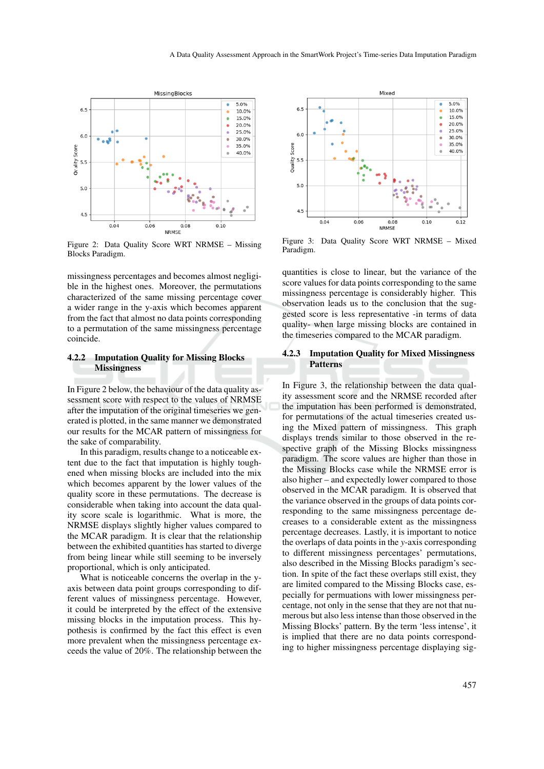Figure 2: Data Quality Score WRT NRMSE – Missing Blocks Paradigm.

Figure 3: Data Quality Score WRT NRMSE – Mixed Paradigm.

missingness percentages and becomes almost negligible in the highest ones. Moreover, the permutations characterized of the same missing percentage cover a wider range in the y-axis which becomes apparent from the fact that almost no data points corresponding to a permutation of the same missingness percentage coincide.

### 4.2.2 Imputation Quality for Missing Blocks Missingness

In Figure 2 below, the behaviour of the data quality assessment score with respect to the values of NRMSE after the imputation of the original timeseries we generated is plotted, in the same manner we demonstrated our results for the MCAR pattern of missingness for the sake of comparability.

In this paradigm, results change to a noticeable extent due to the fact that imputation is highly toughened when missing blocks are included into the mix which becomes apparent by the lower values of the quality score in these permutations. The decrease is considerable when taking into account the data quality score scale is logarithmic. What is more, the NRMSE displays slightly higher values compared to the MCAR paradigm. It is clear that the relationship between the exhibited quantities has started to diverge from being linear while still seeming to be inversely proportional, which is only anticipated.

What is noticeable concerns the overlap in the y-axis between data point groups corresponding to different values of missingness percentage. However, it could be interpreted by the effect of the extensive missing blocks in the imputation process. This hypothesis is confirmed by the fact this effect is even more prevalent when the missingness percentage exceeds the value of 20%. The relationship between the quantities is close to linear, but the variance of the score values for data points corresponding to the same missingness percentage is considerably higher. This observation leads us to the conclusion that the suggested score is less representative -in terms of data quality- when large missing blocks are contained in the timeseries compared to the MCAR paradigm.

### 4.2.3 Imputation Quality for Mixed Missingness Patterns

In Figure 3, the relationship between the data quality assessment score and the NRMSE recorded after the imputation has been performed is demonstrated, for permutations of the actual timeseries created using the Mixed pattern of missingness. This graph displays trends similar to those observed in the respective graph of the Missing Blocks missingness paradigm. The score values are higher than those in the Missing Blocks case while the NRMSE error is also higher – and expectedly lower compared to those observed in the MCAR paradigm. It is observed that the variance observed in the groups of data points corresponding to the same missingness percentage decreases to a considerable extent as the missingness percentage decreases. Lastly, it is important to notice the overlaps of data points in the $y$-axis corresponding to different missingness percentages' permutations, also described in the Missing Blocks paradigm's section. In spite of the fact these overlaps still exist, they are limited compared to the Missing Blocks case, especially for permuations with lower missingness percentage, not only in the sense that they are not that numerous but also less intense than those observed in the Missing Blocks' pattern. By the term 'less intense', it is implied that there are no data points corresponding to higher missingness percentage displaying sig-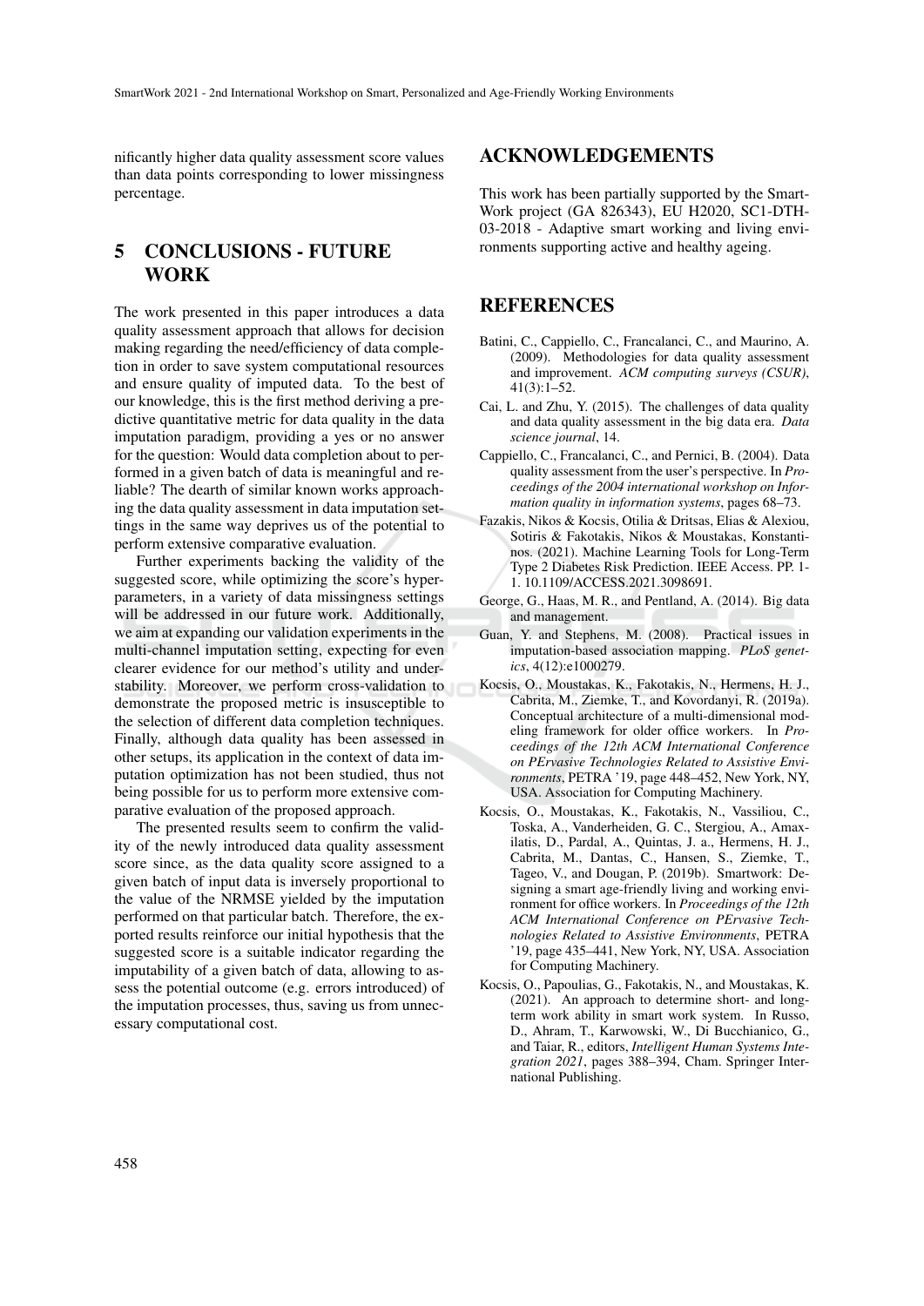nificantly higher data quality assessment score values than data points corresponding to lower missingness percentage.

## 5 CONCLUSIONS - FUTURE WORK

The work presented in this paper introduces a data quality assessment approach that allows for decision making regarding the need/efficiency of data completion in order to save system computational resources and ensure quality of imputed data. To the best of our knowledge, this is the first method deriving a predictive quantitative metric for data quality in the data imputation paradigm, providing a yes or no answer for the question: Would data completion about to performed in a given batch of data is meaningful and reliable? The dearth of similar known works approaching the data quality assessment in data imputation settings in the same way deprives us of the potential to perform extensive comparative evaluation.

Further experiments backing the validity of the suggested score, while optimizing the score's hyperparameters, in a variety of data missingness settings will be addressed in our future work. Additionally, we aim at expanding our validation experiments in the multi-channel imputation setting, expecting for even clearer evidence for our method's utility and understability. Moreover, we perform cross-validation to demonstrate the proposed metric is insusceptible to the selection of different data completion techniques. Finally, although data quality has been assessed in other setups, its application in the context of data imputation optimization has not been studied, thus not being possible for us to perform more extensive comparative evaluation of the proposed approach.

The presented results seem to confirm the validity of the newly introduced data quality assessment score since, as the data quality score assigned to a given batch of input data is inversely proportional to the value of the NRMSE yielded by the imputation performed on that particular batch. Therefore, the exported results reinforce our initial hypothesis that the suggested score is a suitable indicator regarding the imputability of a given batch of data, allowing to assess the potential outcome (e.g. errors introduced) of the imputation processes, thus, saving us from unnecessary computational cost.

## ACKNOWLEDGEMENTS

This work has been partially supported by the SmartWork project (GA 826343), EU H2020, SC1-DTH-03-2018 - Adaptive smart working and living environments supporting active and healthy ageing.

## REFERENCES

Batini, C., Cappiello, C., Francalanci, C., and Maurino, A. (2009). Methodologies for data quality assessment and improvement. *ACM computing surveys (CSUR)*, 41(3):1–52.

Cai, L. and Zhu, Y. (2015). The challenges of data quality and data quality assessment in the big data era. *Data science journal*, 14.

Cappiello, C., Francalanci, C., and Pernici, B. (2004). Data quality assessment from the user's perspective. In *Proceedings of the 2004 international workshop on Information quality in information systems*, pages 68–73.

Fazakis, Nikos & Kocsis, Otilia & Dritsas, Elias & Alexiou, Sotiris & Fakotakis, Nikos & Moustakas, Konstantinos. (2021). Machine Learning Tools for Long-Term Type 2 Diabetes Risk Prediction. IEEE Access. PP. 1-1. 10.1109/ACCESS.2021.3098691.

George, G., Haas, M. R., and Pentland, A. (2014). Big data and management.

Guan, Y. and Stephens, M. (2008). Practical issues in imputation-based association mapping. *PLoS genetics*, 4(12):e1000279.

Kocsis, O., Moustakas, K., Fakotakis, N., Hermens, H. J., Cabrita, M., Ziemke, T., and Kovordanyi, R. (2019a). Conceptual architecture of a multi-dimensional modeling framework for older office workers. In *Proceedings of the 12th ACM International Conference on PErvasive Technologies Related to Assistive Environments*, PETRA '19, page 448–452, New York, NY, USA. Association for Computing Machinery.

Kocsis, O., Moustakas, K., Fakotakis, N., Vassiliou, C., Toska, A., Vanderheiden, G. C., Stergiou, A., Amaxilatis, D., Pardal, A., Quintas, J. a., Hermens, H. J., Cabrita, M., Dantas, C., Hansen, S., Ziemke, T., Tageo, V., and Dougan, P. (2019b). Smartwork: Designing a smart age-friendly living and working environment for office workers. In *Proceedings of the 12th ACM International Conference on PErvasive Technologies Related to Assistive Environments*, PETRA '19, page 435–441, New York, NY, USA. Association for Computing Machinery.

Kocsis, O., Papoulias, G., Fakotakis, N., and Moustakas, K. (2021). An approach to determine short- and long-term work ability in smart work system. In Russo, D., Ahram, T., Karwowski, W., Di Bucchianico, G., and Taiar, R., editors, *Intelligent Human Systems Integration 2021*, pages 388–394, Cham. Springer International Publishing.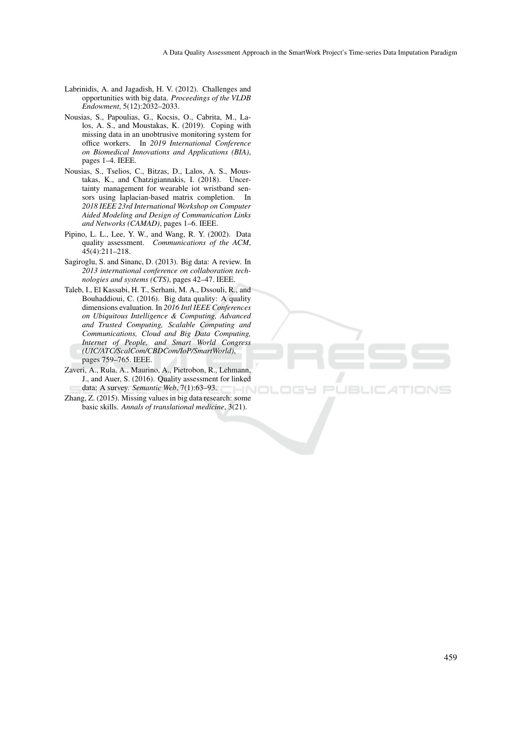Labrinidis, A. and Jagadish, H. V. (2012). Challenges and opportunities with big data. *Proceedings of the VLDB Endowment*, 5(12):2032–2033.

Nousias, S., Papoulias, G., Kocsis, O., Cabrita, M., Lalos, A. S., and Moustakas, K. (2019). Coping with missing data in an unobtrusive monitoring system for office workers. In *2019 International Conference on Biomedical Innovations and Applications (BIA)*, pages 1–4. IEEE.

Nousias, S., Tselios, C., Bitzas, D., Lalos, A. S., Moustakas, K., and Chatzigiannakis, I. (2018). Uncertainty management for wearable iot wristband sensors using laplacian-based matrix completion. In *2018 IEEE 23rd International Workshop on Computer Aided Modeling and Design of Communication Links and Networks (CAMAD)*, pages 1–6. IEEE.

Pipino, L. L., Lee, Y. W., and Wang, R. Y. (2002). Data quality assessment. *Communications of the ACM*, 45(4):211–218.

Sagiroglu, S. and Sinanc, D. (2013). Big data: A review. In *2013 international conference on collaboration technologies and systems (CTS)*, pages 42–47. IEEE.

Taleb, I., El Kassabi, H. T., Serhani, M. A., Dssouli, R., and Bouhaddioui, C. (2016). Big data quality: A quality dimensions evaluation. In *2016 Intl IEEE Conferences on Ubiquitous Intelligence & Computing, Advanced and Trusted Computing, Scalable Computing and Communications, Cloud and Big Data Computing, Internet of People, and Smart World Congress (UIC/ATC/ScalCom/CBDCom/IoP/SmartWorld)*, pages 759–765. IEEE.

Zaveri, A., Rula, A., Maurino, A., Pietrobon, R., Lehmann, J., and Auer, S. (2016). Quality assessment for linked data: A survey. *Semantic Web*, 7(1):63–93.

Zhang, Z. (2015). Missing values in big data research: some basic skills. *Annals of translational medicine*, 3(21).